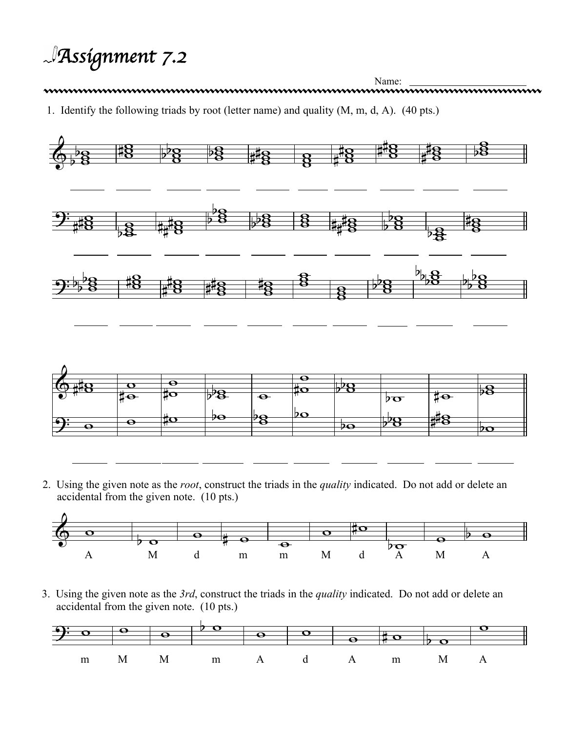# Assignment 7.2

Name: ______________________

1. Identify the following triads by root (letter name) and quality (M, m, d, A). (40 pts.)

______ ______ ______ ______ ______ ______ ______ ______ ______ ______

______ ______ ______ ______ ______ ______ ______ ______ ______ ______

______ ______ ______ ______ ______ ______ ______ ______ ______ ______

______ ______ ______ ______ ______ ______ ______ ______ ______ ______

2. Using the given note as the *root*, construct the triads in the *quality* indicated. Do not add or delete an accidental from the given note. (10 pts.)

A M d m m M d A M A

3. Using the given note as the *3rd*, construct the triads in the *quality* indicated. Do not add or delete an accidental from the given note. (10 pts.)

m M M m A d A m M A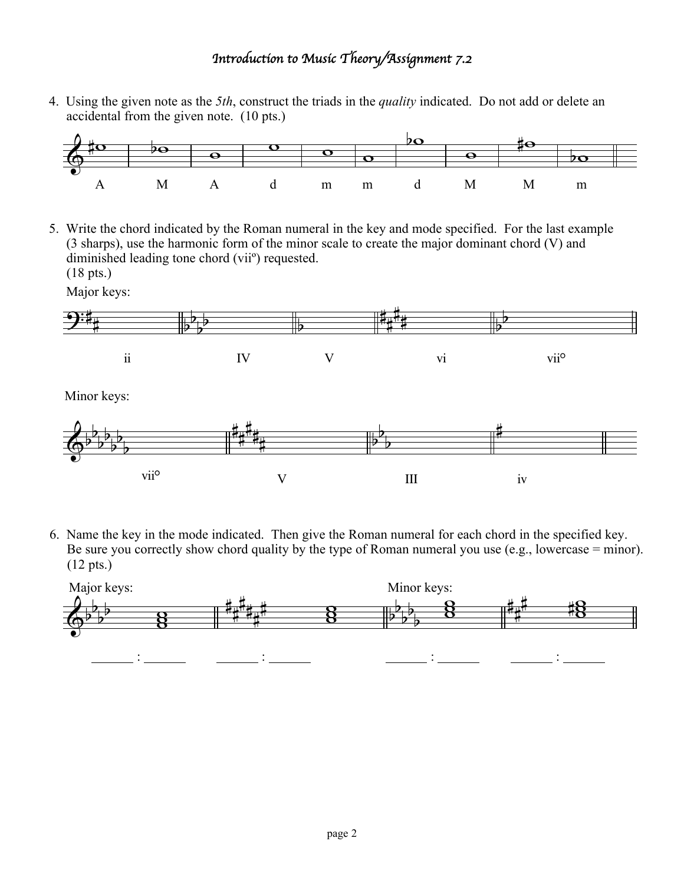# Introduction to Music Theory/Assignment 7.2

4. Using the given note as the *5th*, construct the triads in the *quality* indicated. Do not add or delete an accidental from the given note. (10 pts.)

A M A d m m d M M m

5. Write the chord indicated by the Roman numeral in the key and mode specified. For the last example (3 sharps), use the harmonic form of the minor scale to create the major dominant chord (V) and diminished leading tone chord (viiº) requested.
(18 pts.)

Major keys:

ii IV V vi vii°

Minor keys:

vii° V III iv

6. Name the key in the mode indicated. Then give the Roman numeral for each chord in the specified key. Be sure you correctly show chord quality by the type of Roman numeral you use (e.g., lowercase = minor). (12 pts.)

Major keys: Minor keys:

______ : ______ ______ : ______ ______ : ______ ______ : ______